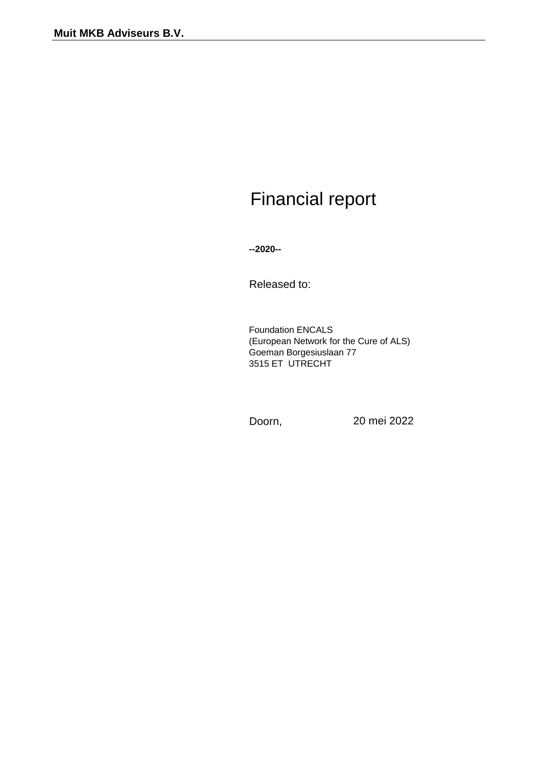**Muit MKB Adviseurs B.V.**

# Financial report

**--2020--**

Released to:

Foundation ENCALS
(European Network for the Cure of ALS)
Goeman Borgesiuslaan 77
3515 ET UTRECHT

Doorn, 20 mei 2022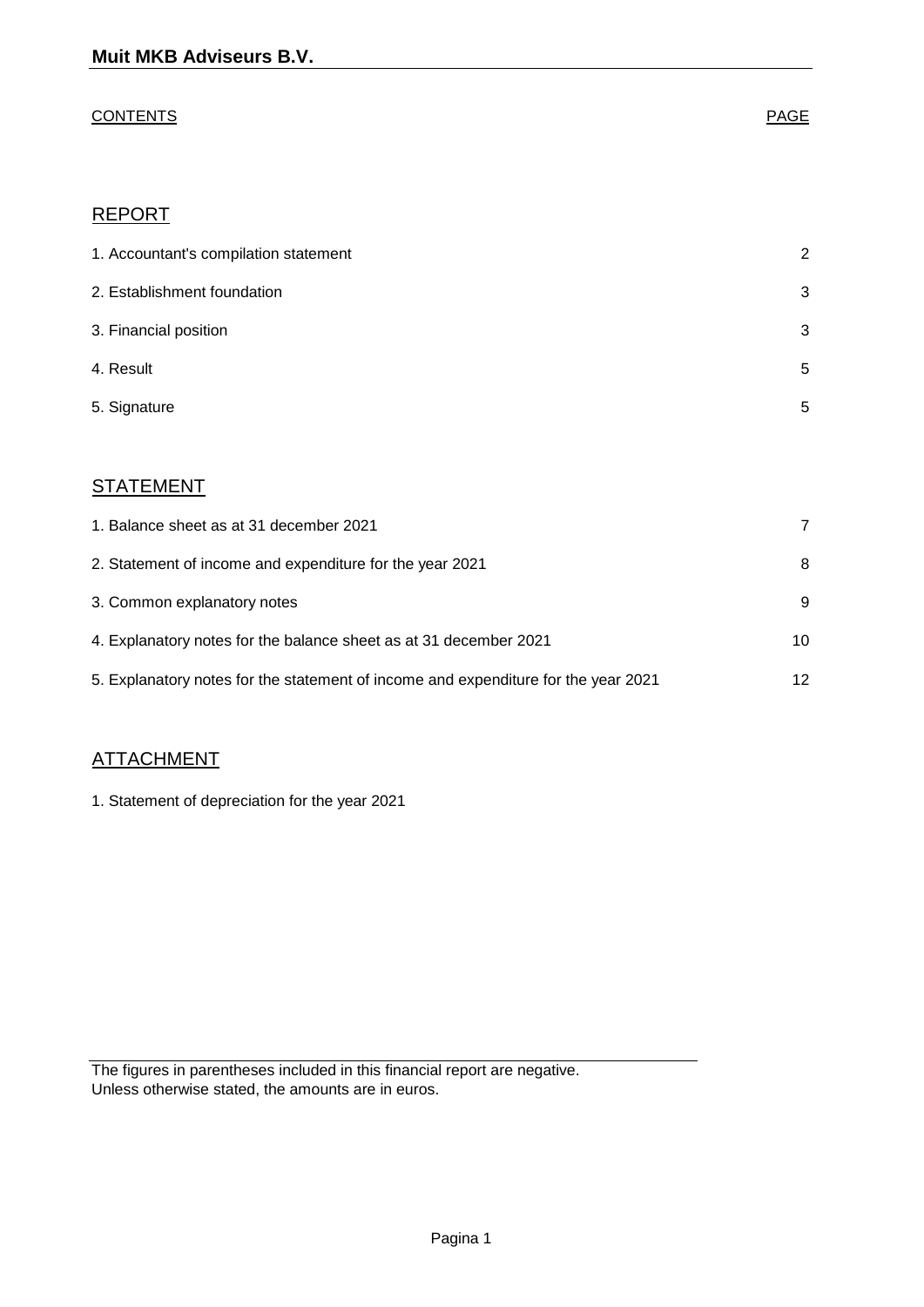**Muit MKB Adviseurs B.V.**

| CONTENTS | PAGE |
|---|---|

## REPORT

| | |
|---|---|
| 1. Accountant's compilation statement | 2 |
| 2. Establishment foundation | 3 |
| 3. Financial position | 3 |
| 4. Result | 5 |
| 5. Signature | 5 |

## STATEMENT

| | |
|---|---|
| 1. Balance sheet as at 31 december 2021 | 7 |
| 2. Statement of income and expenditure for the year 2021 | 8 |
| 3. Common explanatory notes | 9 |
| 4. Explanatory notes for the balance sheet as at 31 december 2021 | 10 |
| 5. Explanatory notes for the statement of income and expenditure for the year 2021 | 12 |

## ATTACHMENT

1. Statement of depreciation for the year 2021

The figures in parentheses included in this financial report are negative.
Unless otherwise stated, the amounts are in euros.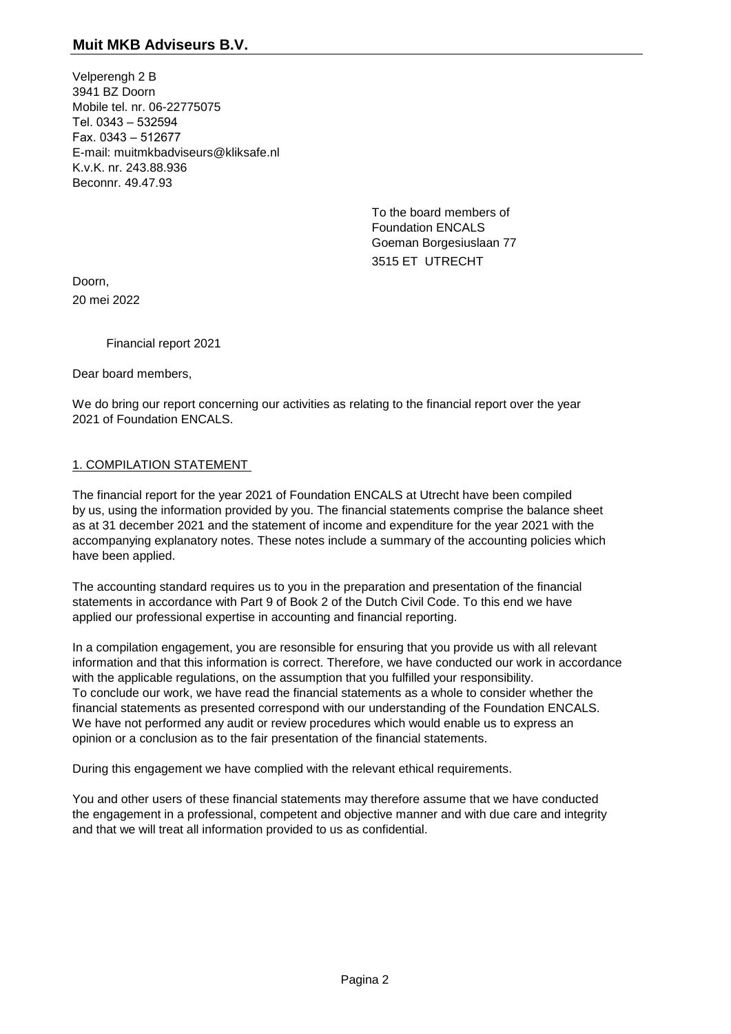**Muit MKB Adviseurs B.V.**

Velperengh 2 B
3941 BZ Doorn
Mobile tel. nr. 06-22775075
Tel. 0343 – 532594
Fax. 0343 – 512677
E-mail: muitmkbadviseurs@kliksafe.nl
K.v.K. nr. 243.88.936
Beconnr. 49.47.93

To the board members of
Foundation ENCALS
Goeman Borgesiuslaan 77
3515 ET UTRECHT

Doorn,
20 mei 2022

Financial report 2021

Dear board members,

We do bring our report concerning our activities as relating to the financial report over the year 2021 of Foundation ENCALS.

## 1. COMPILATION STATEMENT

The financial report for the year 2021 of Foundation ENCALS at Utrecht have been compiled by us, using the information provided by you. The financial statements comprise the balance sheet as at 31 december 2021 and the statement of income and expenditure for the year 2021 with the accompanying explanatory notes. These notes include a summary of the accounting policies which have been applied.

The accounting standard requires us to you in the preparation and presentation of the financial statements in accordance with Part 9 of Book 2 of the Dutch Civil Code. To this end we have applied our professional expertise in accounting and financial reporting.

In a compilation engagement, you are resonsible for ensuring that you provide us with all relevant information and that this information is correct. Therefore, we have conducted our work in accordance with the applicable regulations, on the assumption that you fulfilled your responsibility.
To conclude our work, we have read the financial statements as a whole to consider whether the financial statements as presented correspond with our understanding of the Foundation ENCALS.
We have not performed any audit or review procedures which would enable us to express an opinion or a conclusion as to the fair presentation of the financial statements.

During this engagement we have complied with the relevant ethical requirements.

You and other users of these financial statements may therefore assume that we have conducted the engagement in a professional, competent and objective manner and with due care and integrity and that we will treat all information provided to us as confidential.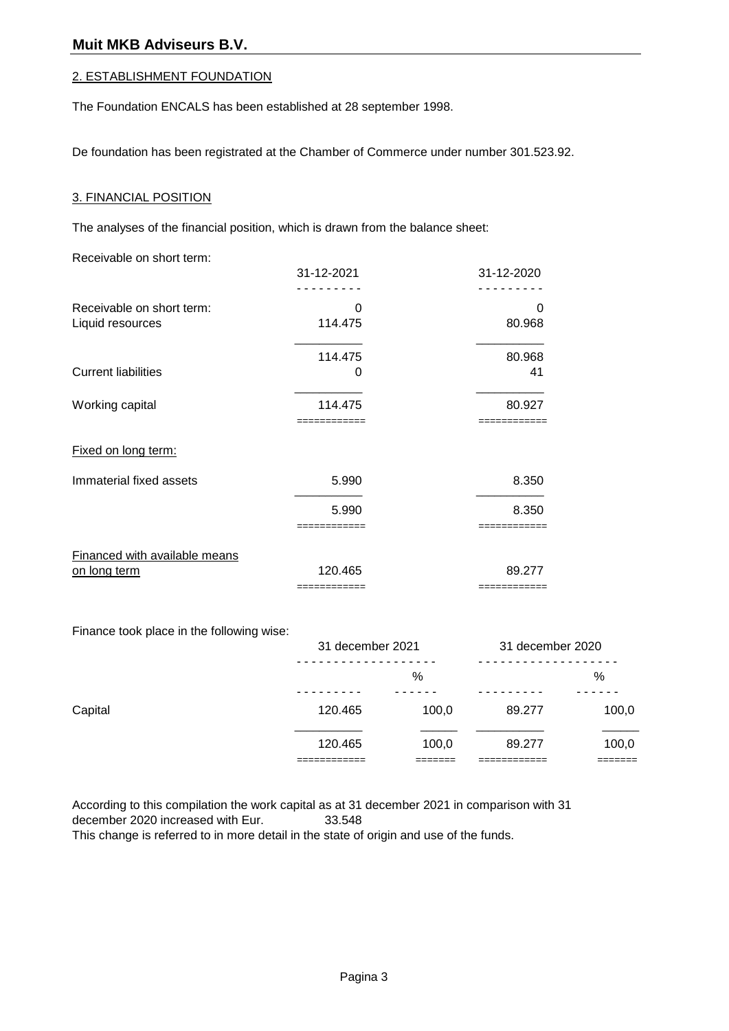## 2. ESTABLISHMENT FOUNDATION

The Foundation ENCALS has been established at 28 september 1998.

De foundation has been registrated at the Chamber of Commerce under number 301.523.92.

## 3. FINANCIAL POSITION

The analyses of the financial position, which is drawn from the balance sheet:

Receivable on short term:

| | 31-12-2021 | 31-12-2020 |
|---|---|---|
| Receivable on short term: | 0 | 0 |
| Liquid resources | 114.475 | 80.968 |
| | 114.475 | 80.968 |
| Current liabilities | 0 | 41 |
| Working capital | 114.475 | 80.927 |
| Fixed on long term: | | |
| Immaterial fixed assets | 5.990 | 8.350 |
| | 5.990 | 8.350 |
| Financed with available means on long term | 120.465 | 89.277 |

Finance took place in the following wise:

| | 31 december 2021 | | 31 december 2020 | |
|---|---|---|---|---|
| | | % | | % |
| Capital | 120.465 | 100,0 | 89.277 | 100,0 |
| | 120.465 | 100,0 | 89.277 | 100,0 |

According to this compilation the work capital as at 31 december 2021 in comparison with 31 december 2020 increased with Eur. 33.548

This change is referred to in more detail in the state of origin and use of the funds.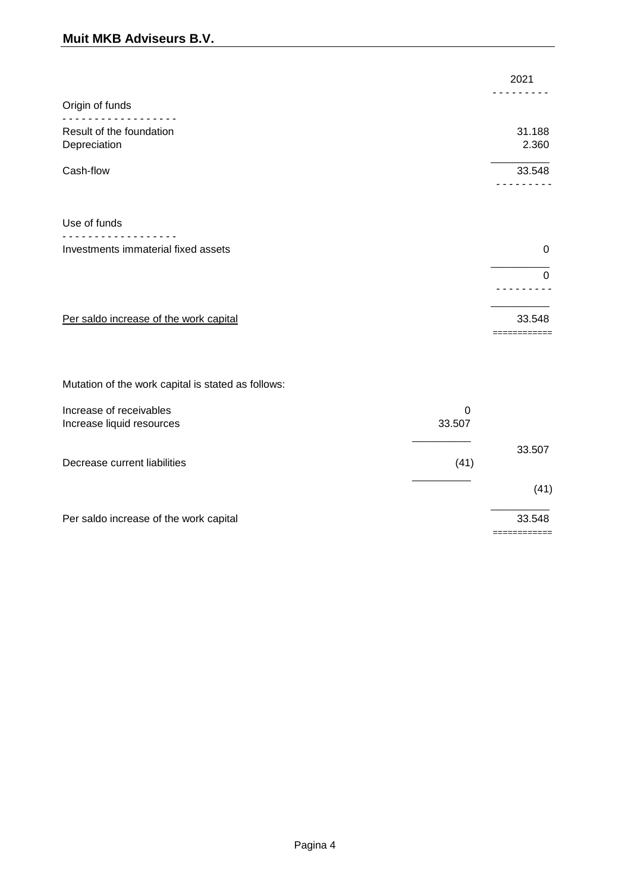**Muit MKB Adviseurs B.V.**

| | | 2021 |
|---|---|---|
| **Origin of funds** | | |
| Result of the foundation | | 31.188 |
| Depreciation | | 2.360 |
| Cash-flow | | 33.548 |
| | | |
| **Use of funds** | | |
| Investments immaterial fixed assets | | 0 |
| | | 0 |
| | | |
| Per saldo increase of the work capital | | 33.548 |

Mutation of the work capital is stated as follows:

| | | |
|---|---|---|
| Increase of receivables | 0 | |
| Increase liquid resources | 33.507 | |
| | | 33.507 |
| Decrease current liabilities | (41) | |
| | | (41) |
| Per saldo increase of the work capital | | 33.548 |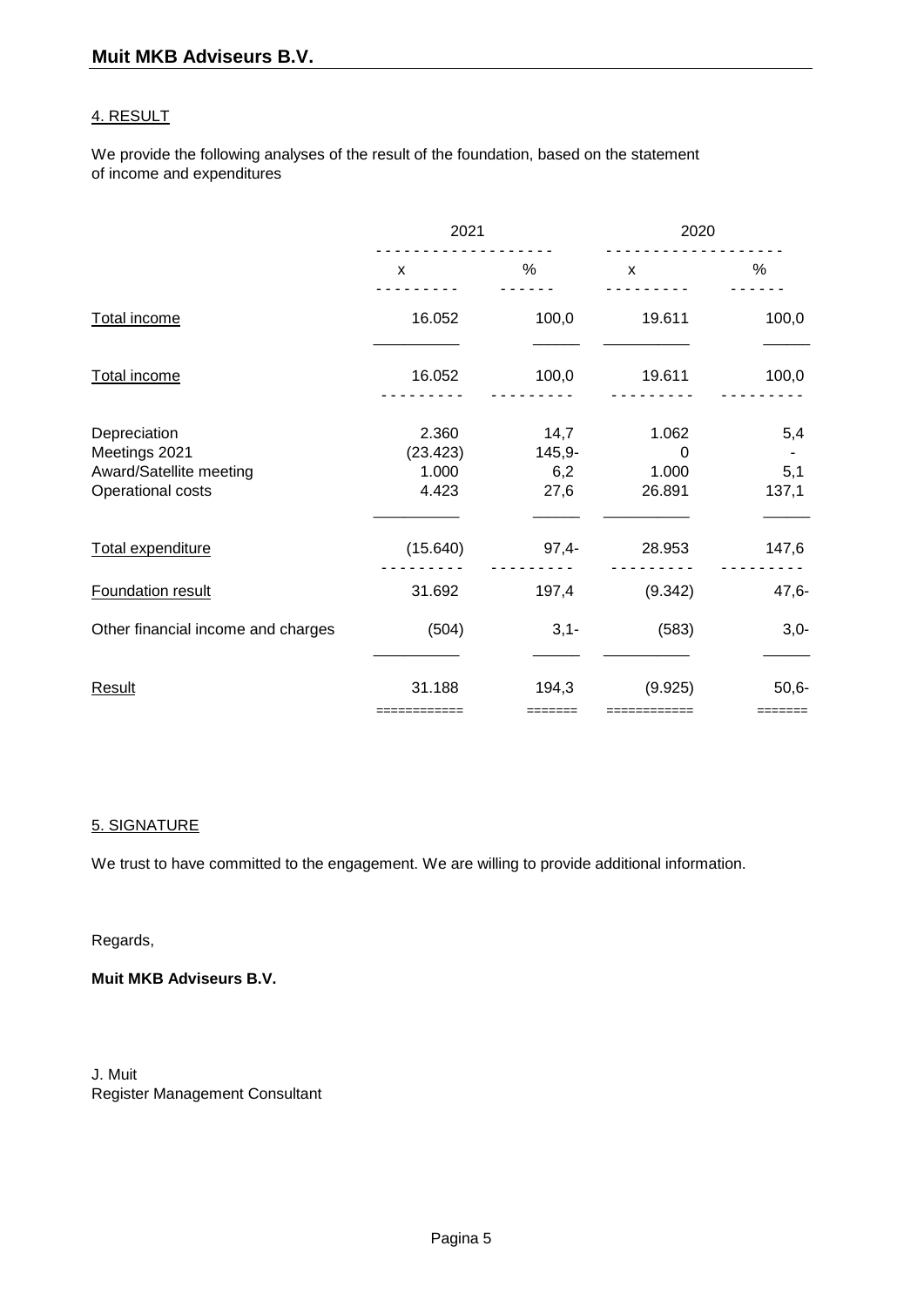## 4. RESULT

We provide the following analyses of the result of the foundation, based on the statement of income and expenditures

| | 2021 | | 2020 | |
|---|---|---|---|---|
| | x | % | x | % |
| Total income | 16.052 | 100,0 | 19.611 | 100,0 |
| Total income | 16.052 | 100,0 | 19.611 | 100,0 |
| Depreciation | 2.360 | 14,7 | 1.062 | 5,4 |
| Meetings 2021 | (23.423) | 145,9- | 0 | - |
| Award/Satellite meeting | 1.000 | 6,2 | 1.000 | 5,1 |
| Operational costs | 4.423 | 27,6 | 26.891 | 137,1 |
| Total expenditure | (15.640) | 97,4- | 28.953 | 147,6 |
| Foundation result | 31.692 | 197,4 | (9.342) | 47,6- |
| Other financial income and charges | (504) | 3,1- | (583) | 3,0- |
| Result | 31.188 | 194,3 | (9.925) | 50,6- |

## 5. SIGNATURE

We trust to have committed to the engagement. We are willing to provide additional information.

Regards,

**Muit MKB Adviseurs B.V.**

J. Muit
Register Management Consultant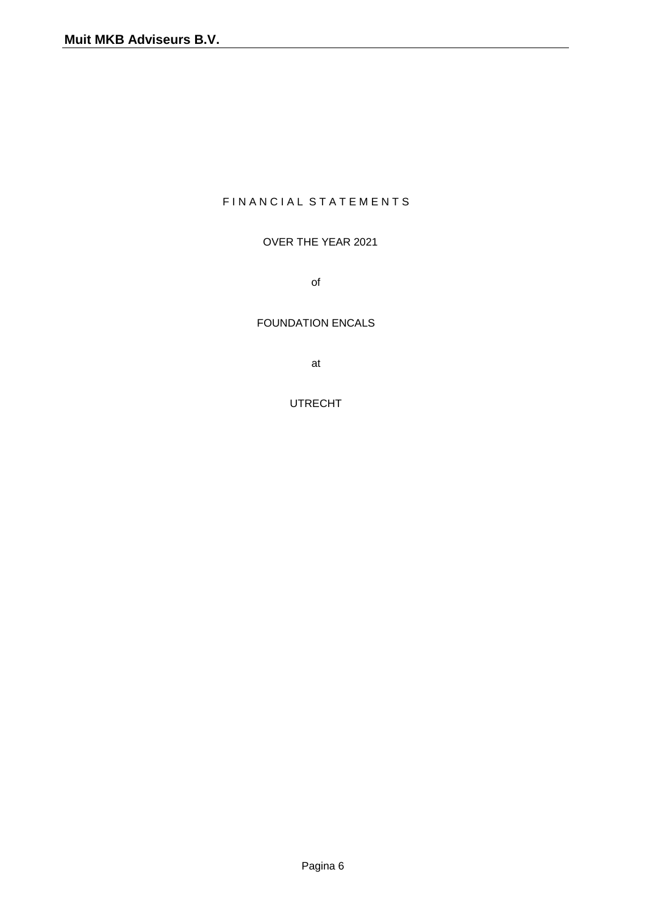# F I N A N C I A L S T A T E M E N T S

OVER THE YEAR 2021

of

FOUNDATION ENCALS

at

UTRECHT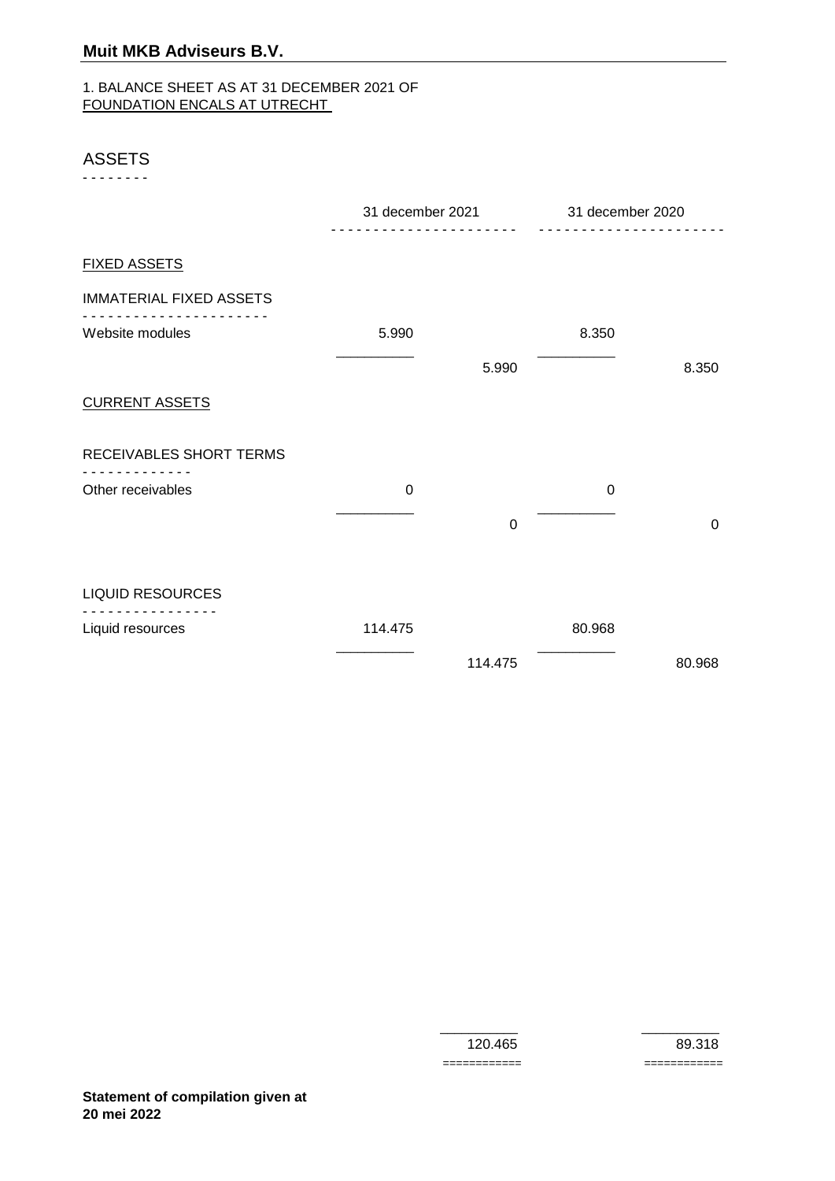## Muit MKB Adviseurs B.V.

1. BALANCE SHEET AS AT 31 DECEMBER 2021 OF
FOUNDATION ENCALS AT UTRECHT

### ASSETS

| | 31 december 2021 | | 31 december 2020 | |
|---|---|---|---|---|
| **FIXED ASSETS** | | | | |
| IMMATERIAL FIXED ASSETS | | | | |
| Website modules | 5.990 | | 8.350 | |
| | | 5.990 | | 8.350 |
| **CURRENT ASSETS** | | | | |
| RECEIVABLES SHORT TERMS | | | | |
| Other receivables | 0 | | 0 | |
| | | 0 | | 0 |
| LIQUID RESOURCES | | | | |
| Liquid resources | 114.475 | | 80.968 | |
| | | 114.475 | | 80.968 |
| | | 120.465 | | 89.318 |

**Statement of compilation given at 20 mei 2022**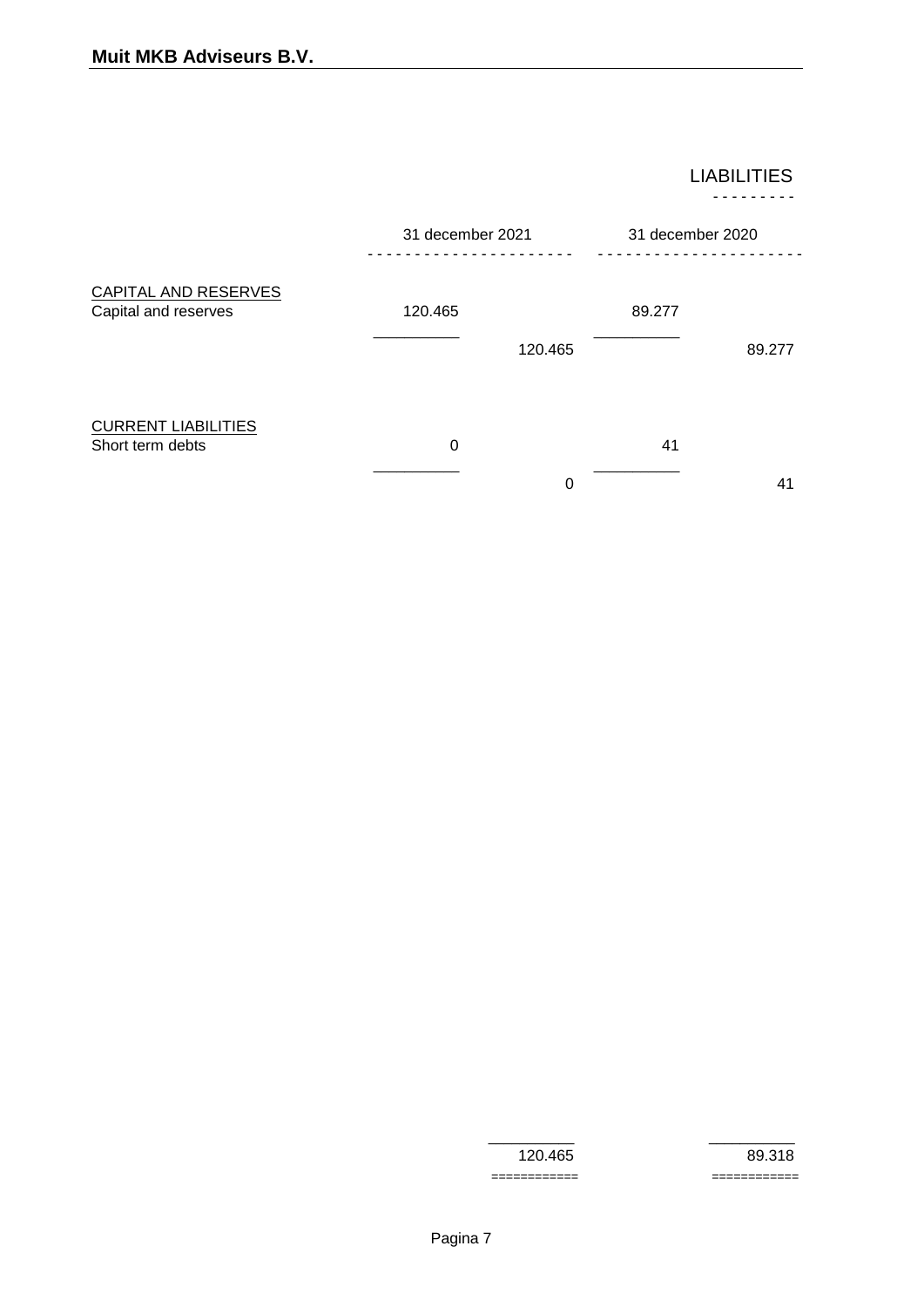## LIABILITIES

| | 31 december 2021 | | 31 december 2020 | |
|---|---|---|---|---|
| **CAPITAL AND RESERVES** | | | | |
| Capital and reserves | 120.465 | | 89.277 | |
| | | 120.465 | | 89.277 |
| **CURRENT LIABILITIES** | | | | |
| Short term debts | 0 | | 41 | |
| | | 0 | | 41 |
| | | 120.465 | | 89.318 |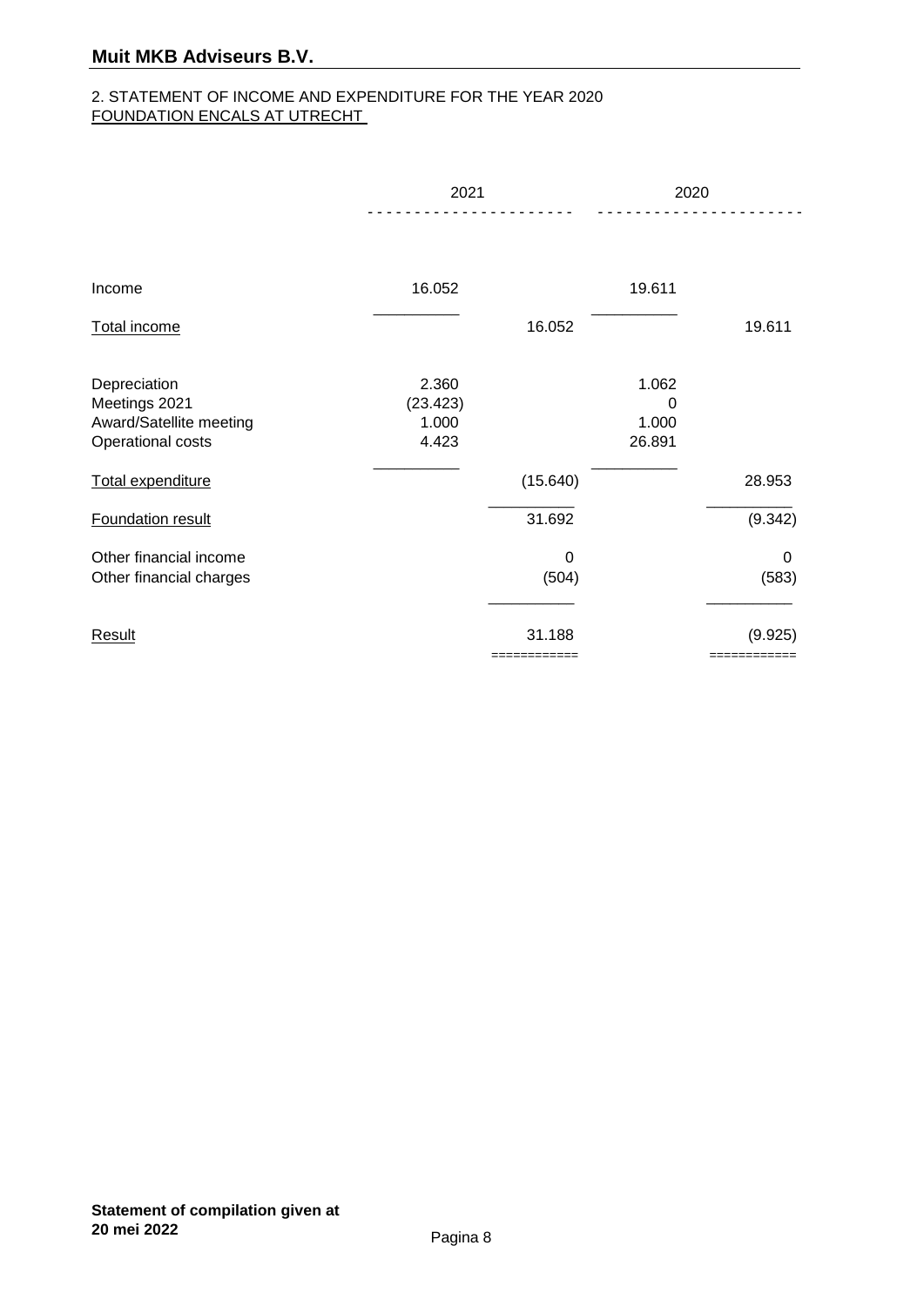## Muit MKB Adviseurs B.V.

2. STATEMENT OF INCOME AND EXPENDITURE FOR THE YEAR 2020
FOUNDATION ENCALS AT UTRECHT

| | 2021 | | 2020 | |
|---|---|---|---|---|
| Income | 16.052 | | 19.611 | |
| Total income | | 16.052 | | 19.611 |
| Depreciation | 2.360 | | 1.062 | |
| Meetings 2021 | (23.423) | | 0 | |
| Award/Satellite meeting | 1.000 | | 1.000 | |
| Operational costs | 4.423 | | 26.891 | |
| Total expenditure | | (15.640) | | 28.953 |
| Foundation result | | 31.692 | | (9.342) |
| Other financial income | | 0 | | 0 |
| Other financial charges | | (504) | | (583) |
| Result | | 31.188 | | (9.925) |

**Statement of compilation given at 20 mei 2022**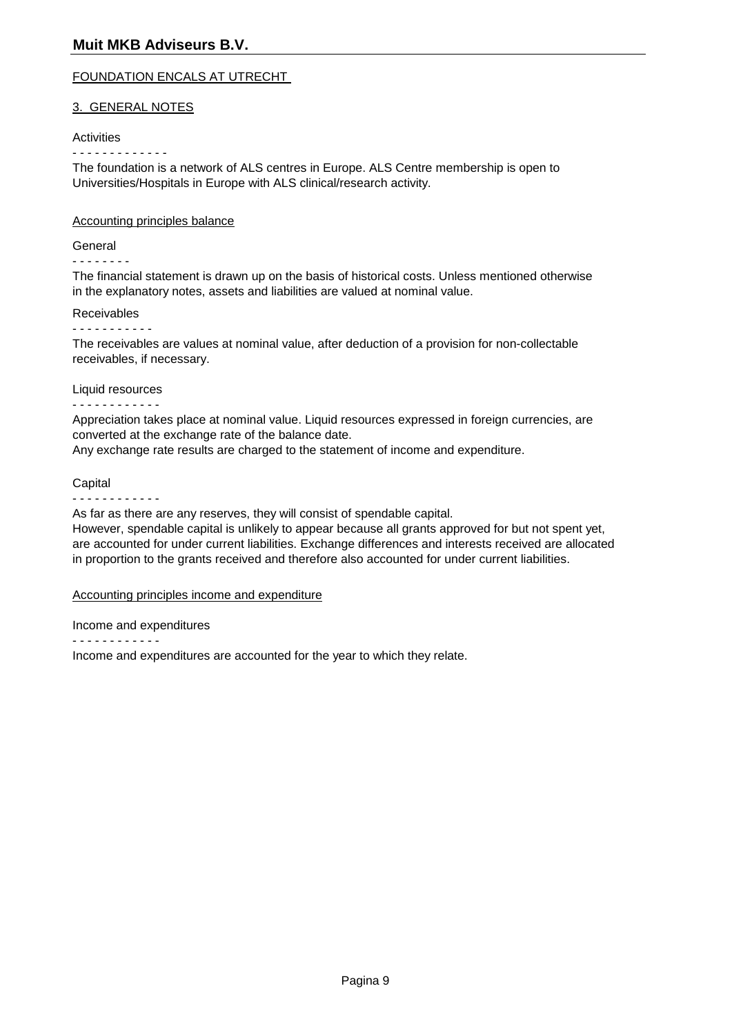FOUNDATION ENCALS AT UTRECHT

## 3. GENERAL NOTES

### Activities

The foundation is a network of ALS centres in Europe. ALS Centre membership is open to Universities/Hospitals in Europe with ALS clinical/research activity.

## Accounting principles balance

### General

The financial statement is drawn up on the basis of historical costs. Unless mentioned otherwise in the explanatory notes, assets and liabilities are valued at nominal value.

### Receivables

The receivables are values at nominal value, after deduction of a provision for non-collectable receivables, if necessary.

### Liquid resources

Appreciation takes place at nominal value. Liquid resources expressed in foreign currencies, are converted at the exchange rate of the balance date.
Any exchange rate results are charged to the statement of income and expenditure.

### Capital

As far as there are any reserves, they will consist of spendable capital.
However, spendable capital is unlikely to appear because all grants approved for but not spent yet, are accounted for under current liabilities. Exchange differences and interests received are allocated in proportion to the grants received and therefore also accounted for under current liabilities.

## Accounting principles income and expenditure

### Income and expenditures

Income and expenditures are accounted for the year to which they relate.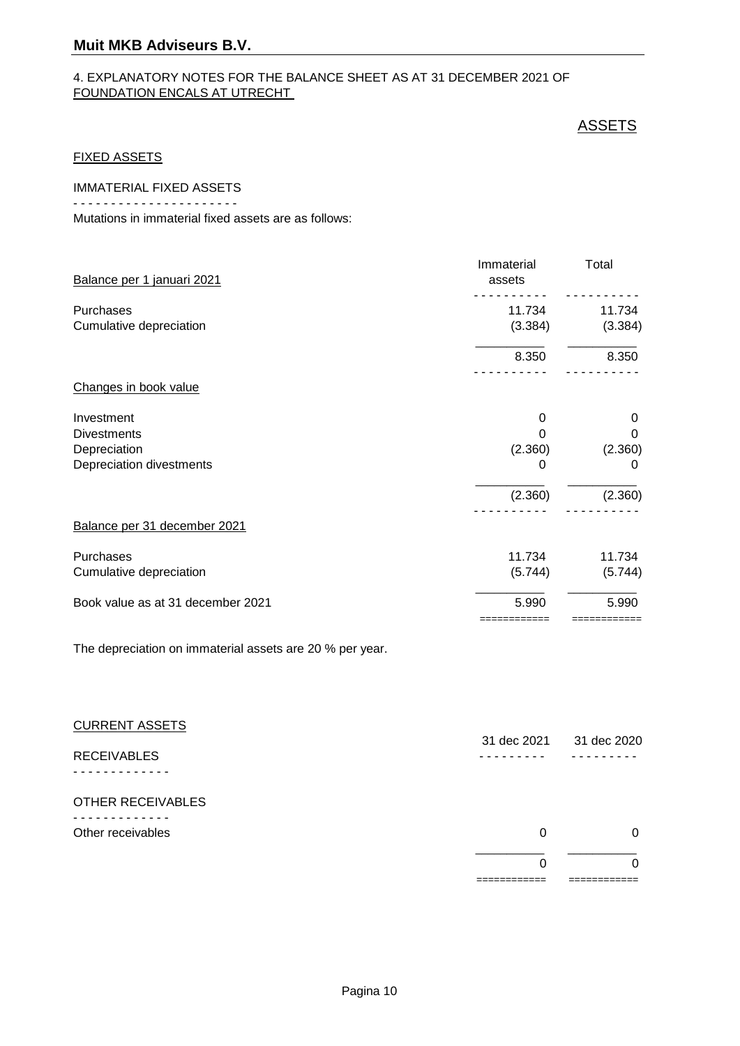4. EXPLANATORY NOTES FOR THE BALANCE SHEET AS AT 31 DECEMBER 2021 OF FOUNDATION ENCALS AT UTRECHT

## ASSETS

### FIXED ASSETS

#### IMMATERIAL FIXED ASSETS

Mutations in immaterial fixed assets are as follows:

| Balance per 1 januari 2021 | Immaterial assets | Total |
|---|---|---|
| Purchases | 11.734 | 11.734 |
| Cumulative depreciation | (3.384) | (3.384) |
| | 8.350 | 8.350 |
| **Changes in book value** | | |
| Investment | 0 | 0 |
| Divestments | 0 | 0 |
| Depreciation | (2.360) | (2.360) |
| Depreciation divestments | 0 | 0 |
| | (2.360) | (2.360) |
| **Balance per 31 december 2021** | | |
| Purchases | 11.734 | 11.734 |
| Cumulative depreciation | (5.744) | (5.744) |
| Book value as at 31 december 2021 | 5.990 | 5.990 |

The depreciation on immaterial assets are 20 % per year.

### CURRENT ASSETS

| RECEIVABLES | 31 dec 2021 | 31 dec 2020 |
|---|---|---|
| **OTHER RECEIVABLES** | | |
| Other receivables | 0 | 0 |
| | 0 | 0 |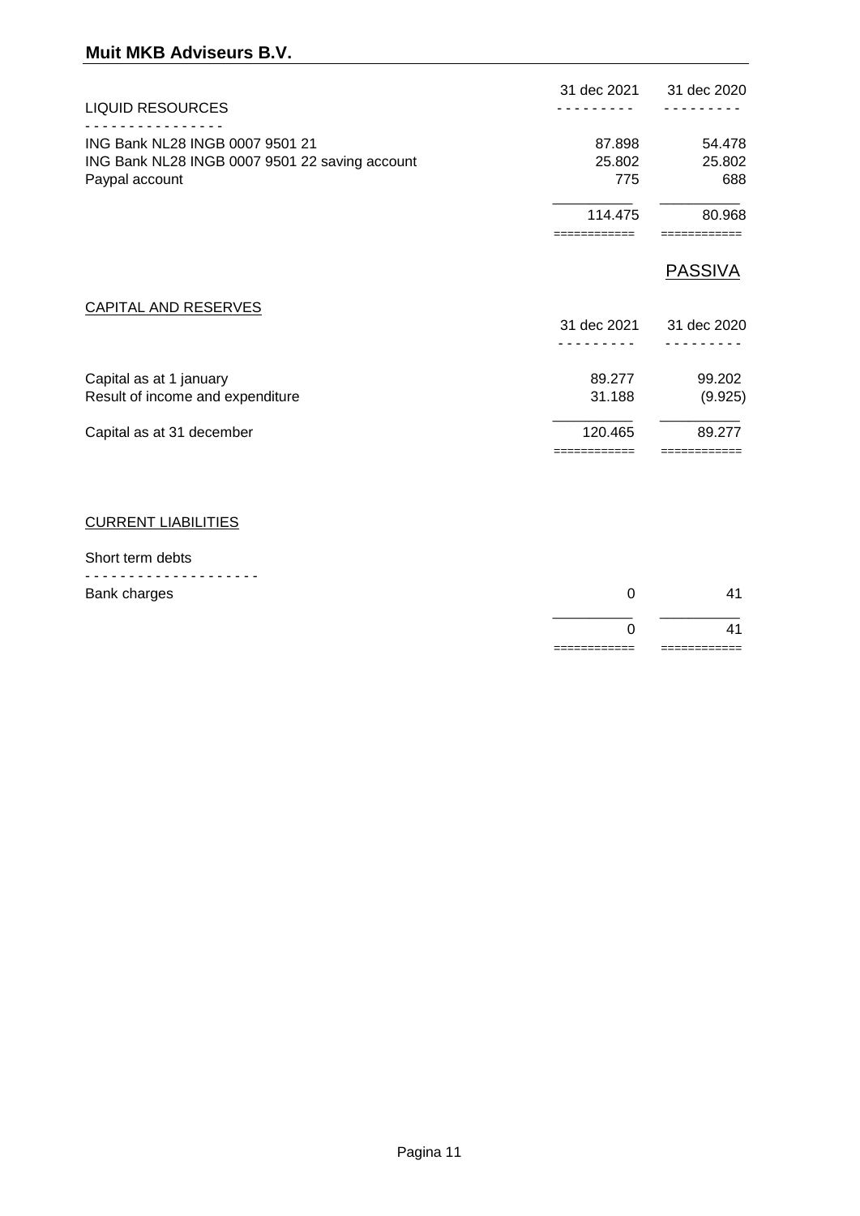**Muit MKB Adviseurs B.V.**

| LIQUID RESOURCES | 31 dec 2021 | 31 dec 2020 |
|---|---|---|
| ING Bank NL28 INGB 0007 9501 21 | 87.898 | 54.478 |
| ING Bank NL28 INGB 0007 9501 22 saving account | 25.802 | 25.802 |
| Paypal account | 775 | 688 |
| | 114.475 | 80.968 |

## PASSIVA

| CAPITAL AND RESERVES | 31 dec 2021 | 31 dec 2020 |
|---|---|---|
| Capital as at 1 january | 89.277 | 99.202 |
| Result of income and expenditure | 31.188 | (9.925) |
| Capital as at 31 december | 120.465 | 89.277 |

CURRENT LIABILITIES

| Short term debts | | |
|---|---|---|
| Bank charges | 0 | 41 |
| | 0 | 41 |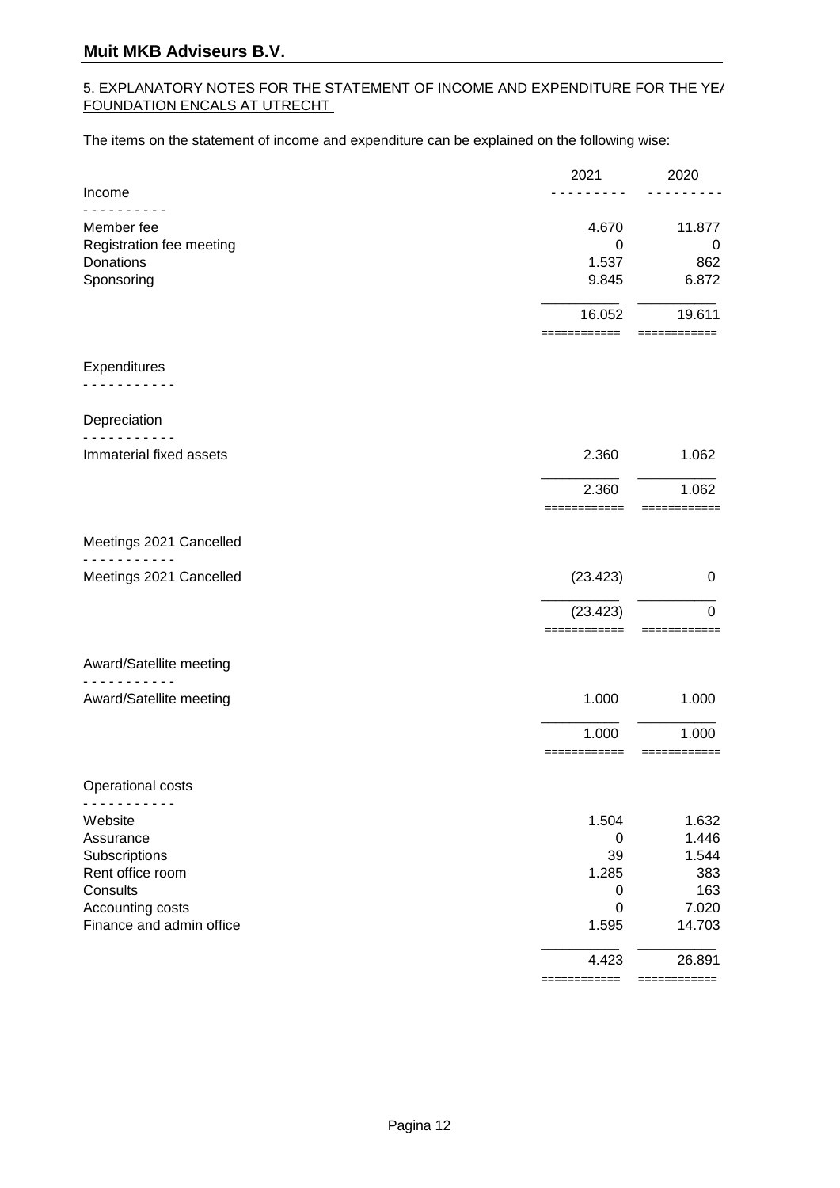## 5. EXPLANATORY NOTES FOR THE STATEMENT OF INCOME AND EXPENDITURE FOR THE YEA FOUNDATION ENCALS AT UTRECHT

The items on the statement of income and expenditure can be explained on the following wise:

| | 2021 | 2020 |
|---|---|---|
| **Income** | | |
| Member fee | 4.670 | 11.877 |
| Registration fee meeting | 0 | 0 |
| Donations | 1.537 | 862 |
| Sponsoring | 9.845 | 6.872 |
| | 16.052 | 19.611 |
| **Expenditures** | | |
| *Depreciation* | | |
| Immaterial fixed assets | 2.360 | 1.062 |
| | 2.360 | 1.062 |
| *Meetings 2021 Cancelled* | | |
| Meetings 2021 Cancelled | (23.423) | 0 |
| | (23.423) | 0 |
| *Award/Satellite meeting* | | |
| Award/Satellite meeting | 1.000 | 1.000 |
| | 1.000 | 1.000 |
| *Operational costs* | | |
| Website | 1.504 | 1.632 |
| Assurance | 0 | 1.446 |
| Subscriptions | 39 | 1.544 |
| Rent office room | 1.285 | 383 |
| Consults | 0 | 163 |
| Accounting costs | 0 | 7.020 |
| Finance and admin office | 1.595 | 14.703 |
| | 4.423 | 26.891 |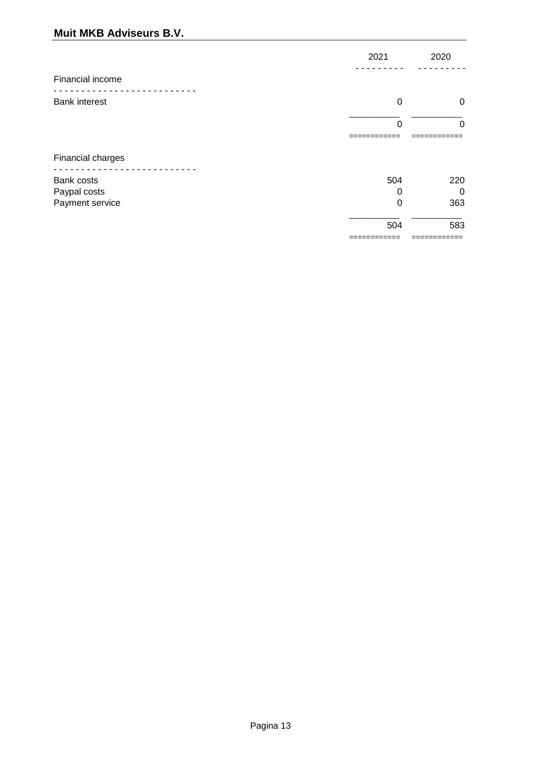| | 2021 | 2020 |
|---|---|---|
| **Financial income** | | |
| Bank interest | 0 | 0 |
| | 0 | 0 |
| **Financial charges** | | |
| Bank costs | 504 | 220 |
| Paypal costs | 0 | 0 |
| Payment service | 0 | 363 |
| | 504 | 583 |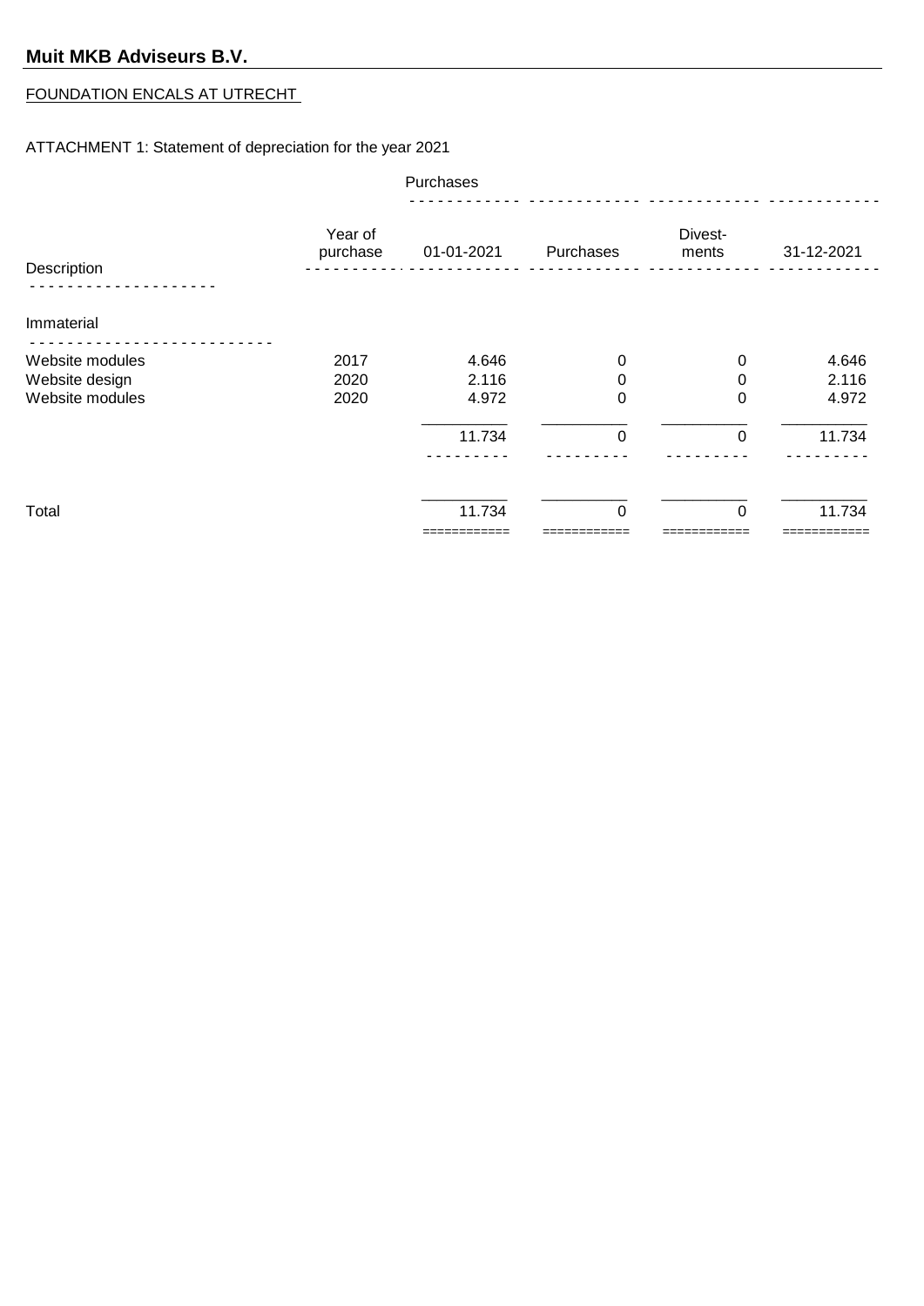**Muit MKB Adviseurs B.V.**

FOUNDATION ENCALS AT UTRECHT

ATTACHMENT 1: Statement of depreciation for the year 2021

| Description | Year of purchase | Purchases | | | |
|---|---|---|---|---|---|
| | | 01-01-2021 | Purchases | Divest-ments | 31-12-2021 |
| **Immaterial** | | | | | |
| Website modules | 2017 | 4.646 | 0 | 0 | 4.646 |
| Website design | 2020 | 2.116 | 0 | 0 | 2.116 |
| Website modules | 2020 | 4.972 | 0 | 0 | 4.972 |
| | | 11.734 | 0 | 0 | 11.734 |
| Total | | 11.734 | 0 | 0 | 11.734 |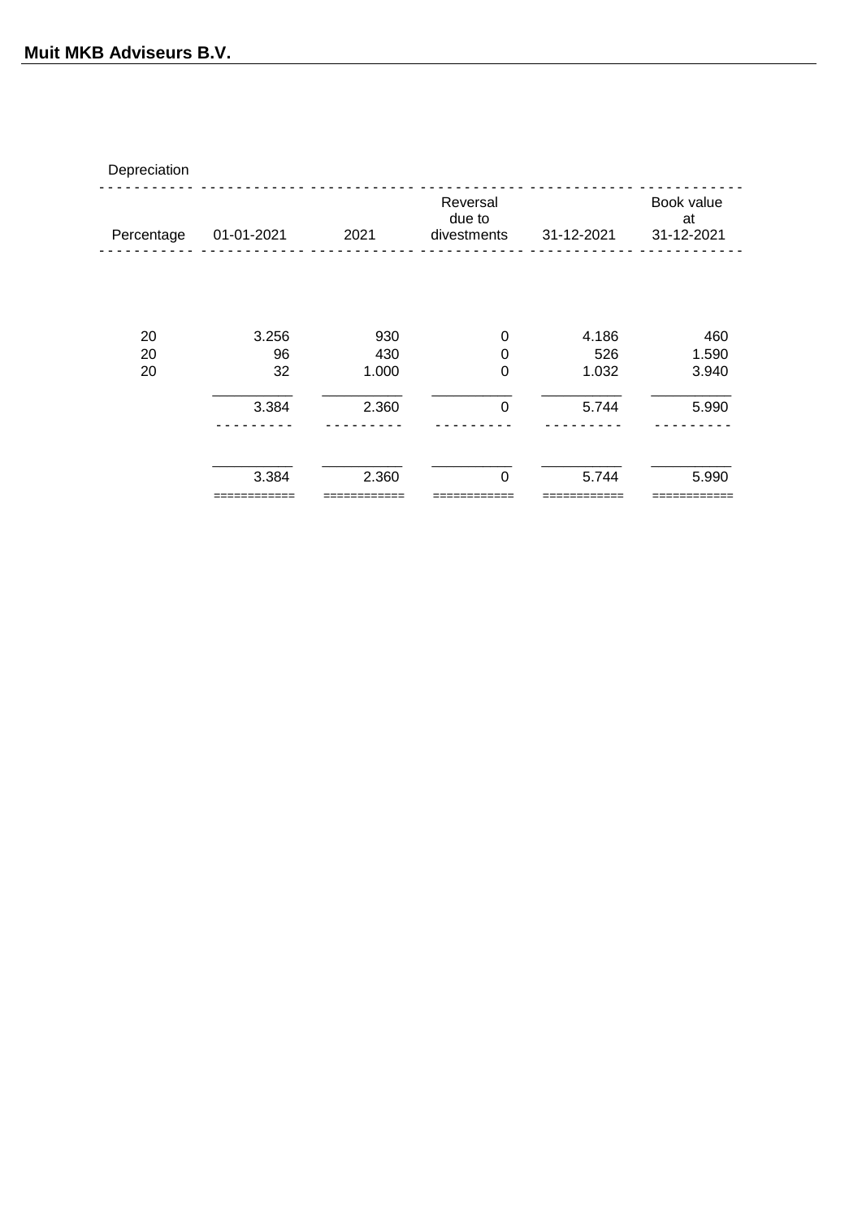Depreciation

| Percentage | 01-01-2021 | 2021 | Reversal due to divestments | 31-12-2021 | Book value at 31-12-2021 |
|---|---|---|---|---|---|
| 20 | 3.256 | 930 | 0 | 4.186 | 460 |
| 20 | 96 | 430 | 0 | 526 | 1.590 |
| 20 | 32 | 1.000 | 0 | 1.032 | 3.940 |
| | 3.384 | 2.360 | 0 | 5.744 | 5.990 |
| | 3.384 | 2.360 | 0 | 5.744 | 5.990 |